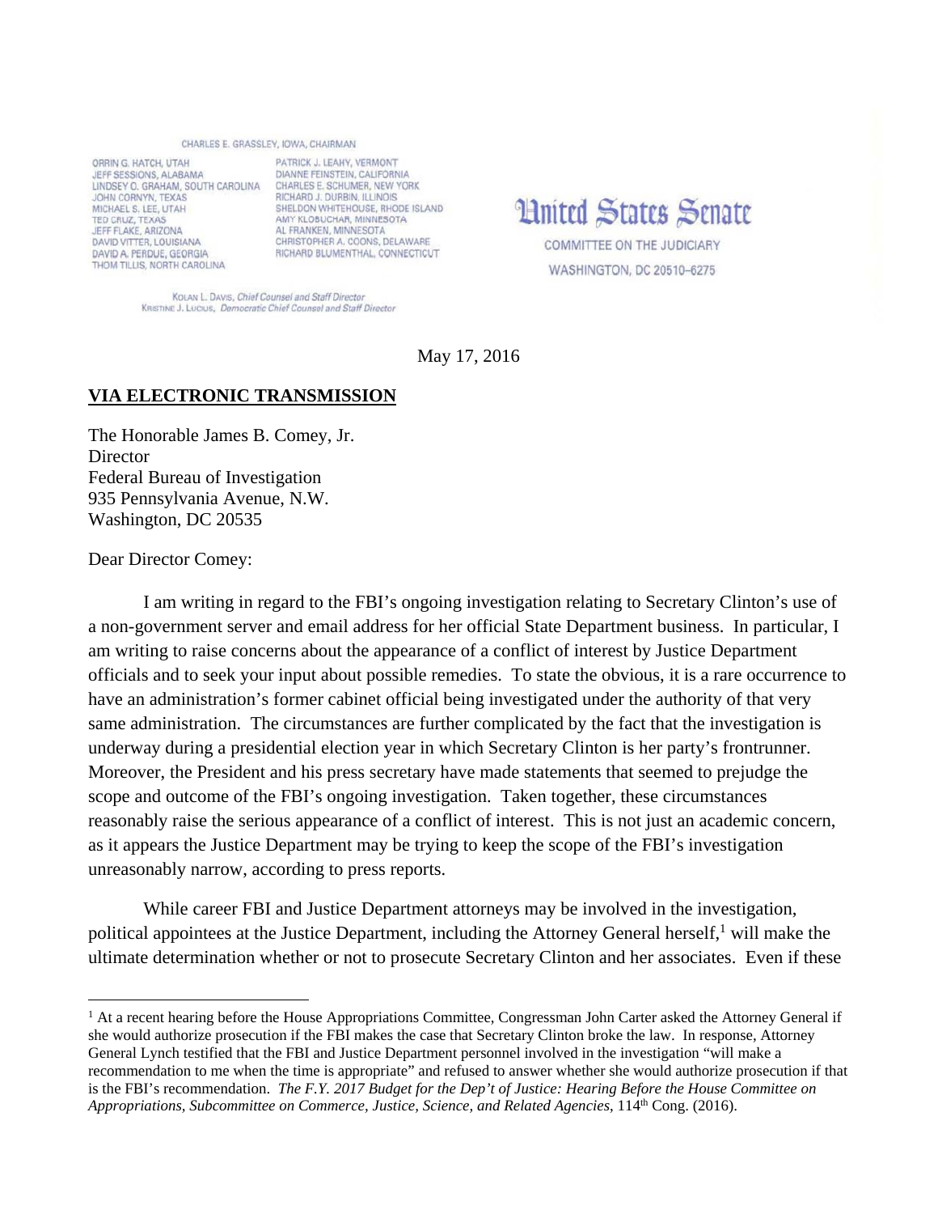CHARLES E. GRASSLEY, IOWA, CHAIRMAN

ORRIN G. HATCH, UTAH
JEFF SESSIONS, ALABAMA
LINDSEY O. GRAHAM, SOUTH CAROLINA
JOHN CORNYN, TEXAS
MICHAEL S. LEE, UTAH
TED CRUZ, TEXAS
JEFF FLAKE, ARIZONA
DAVID VITTER, LOUISIANA
DAVID A. PERDUE, GEORGIA
THOM TILLIS, NORTH CAROLINA

PATRICK J. LEAHY, VERMONT
DIANNE FEINSTEIN, CALIFORNIA
CHARLES E. SCHUMER, NEW YORK
RICHARD J. DURBIN, ILLINOIS
SHELDON WHITEHOUSE, RHODE ISLAND
AMY KLOBUCHAR, MINNESOTA
AL FRANKEN, MINNESOTA
CHRISTOPHER A. COONS, DELAWARE
RICHARD BLUMENTHAL, CONNECTICUT

KOLAN L. DAVIS, *Chief Counsel and Staff Director*
KRISTINE J. LUCIUS, *Democratic Chief Counsel and Staff Director*

# United States Senate

COMMITTEE ON THE JUDICIARY
WASHINGTON, DC 20510–6275

May 17, 2016

**VIA ELECTRONIC TRANSMISSION**

The Honorable James B. Comey, Jr.
Director
Federal Bureau of Investigation
935 Pennsylvania Avenue, N.W.
Washington, DC 20535

Dear Director Comey:

I am writing in regard to the FBI's ongoing investigation relating to Secretary Clinton's use of a non-government server and email address for her official State Department business. In particular, I am writing to raise concerns about the appearance of a conflict of interest by Justice Department officials and to seek your input about possible remedies. To state the obvious, it is a rare occurrence to have an administration's former cabinet official being investigated under the authority of that very same administration. The circumstances are further complicated by the fact that the investigation is underway during a presidential election year in which Secretary Clinton is her party's frontrunner. Moreover, the President and his press secretary have made statements that seemed to prejudge the scope and outcome of the FBI's ongoing investigation. Taken together, these circumstances reasonably raise the serious appearance of a conflict of interest. This is not just an academic concern, as it appears the Justice Department may be trying to keep the scope of the FBI's investigation unreasonably narrow, according to press reports.

While career FBI and Justice Department attorneys may be involved in the investigation, political appointees at the Justice Department, including the Attorney General herself,[1] will make the ultimate determination whether or not to prosecute Secretary Clinton and her associates. Even if these

[1] At a recent hearing before the House Appropriations Committee, Congressman John Carter asked the Attorney General if she would authorize prosecution if the FBI makes the case that Secretary Clinton broke the law. In response, Attorney General Lynch testified that the FBI and Justice Department personnel involved in the investigation "will make a recommendation to me when the time is appropriate" and refused to answer whether she would authorize prosecution if that is the FBI's recommendation. *The F.Y. 2017 Budget for the Dep't of Justice: Hearing Before the House Committee on Appropriations, Subcommittee on Commerce, Justice, Science, and Related Agencies*, 114th Cong. (2016).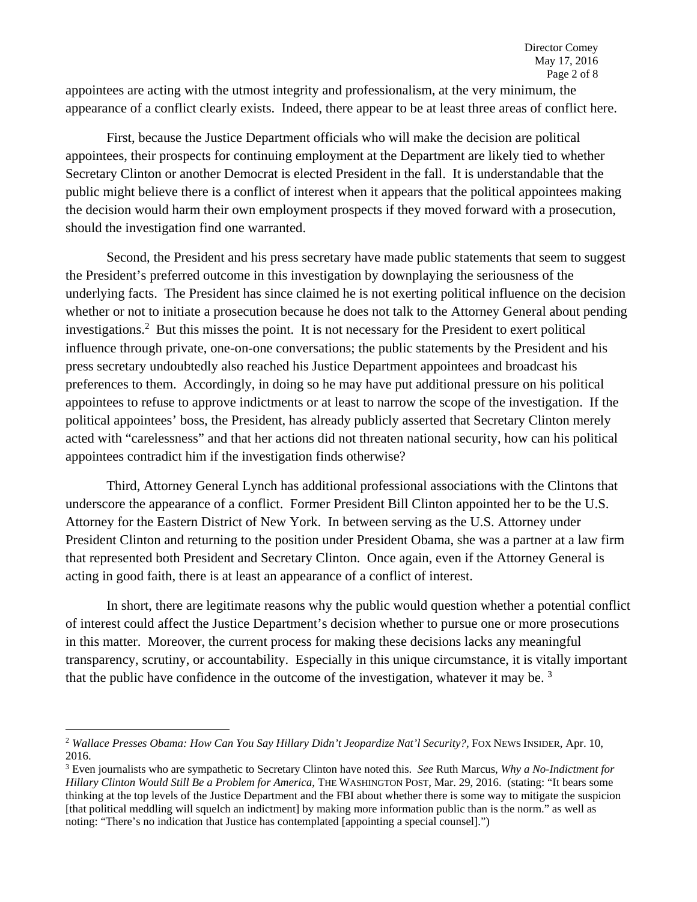appointees are acting with the utmost integrity and professionalism, at the very minimum, the appearance of a conflict clearly exists. Indeed, there appear to be at least three areas of conflict here.

First, because the Justice Department officials who will make the decision are political appointees, their prospects for continuing employment at the Department are likely tied to whether Secretary Clinton or another Democrat is elected President in the fall. It is understandable that the public might believe there is a conflict of interest when it appears that the political appointees making the decision would harm their own employment prospects if they moved forward with a prosecution, should the investigation find one warranted.

Second, the President and his press secretary have made public statements that seem to suggest the President's preferred outcome in this investigation by downplaying the seriousness of the underlying facts. The President has since claimed he is not exerting political influence on the decision whether or not to initiate a prosecution because he does not talk to the Attorney General about pending investigations.[2] But this misses the point. It is not necessary for the President to exert political influence through private, one-on-one conversations; the public statements by the President and his press secretary undoubtedly also reached his Justice Department appointees and broadcast his preferences to them. Accordingly, in doing so he may have put additional pressure on his political appointees to refuse to approve indictments or at least to narrow the scope of the investigation. If the political appointees' boss, the President, has already publicly asserted that Secretary Clinton merely acted with "carelessness" and that her actions did not threaten national security, how can his political appointees contradict him if the investigation finds otherwise?

Third, Attorney General Lynch has additional professional associations with the Clintons that underscore the appearance of a conflict. Former President Bill Clinton appointed her to be the U.S. Attorney for the Eastern District of New York. In between serving as the U.S. Attorney under President Clinton and returning to the position under President Obama, she was a partner at a law firm that represented both President and Secretary Clinton. Once again, even if the Attorney General is acting in good faith, there is at least an appearance of a conflict of interest.

In short, there are legitimate reasons why the public would question whether a potential conflict of interest could affect the Justice Department's decision whether to pursue one or more prosecutions in this matter. Moreover, the current process for making these decisions lacks any meaningful transparency, scrutiny, or accountability. Especially in this unique circumstance, it is vitally important that the public have confidence in the outcome of the investigation, whatever it may be. [3]

---

[2] *Wallace Presses Obama: How Can You Say Hillary Didn't Jeopardize Nat'l Security?*, FOX NEWS INSIDER, Apr. 10, 2016.

[3] Even journalists who are sympathetic to Secretary Clinton have noted this. *See* Ruth Marcus, *Why a No-Indictment for Hillary Clinton Would Still Be a Problem for America*, THE WASHINGTON POST, Mar. 29, 2016. (stating: "It bears some thinking at the top levels of the Justice Department and the FBI about whether there is some way to mitigate the suspicion [that political meddling will squelch an indictment] by making more information public than is the norm." as well as noting: "There's no indication that Justice has contemplated [appointing a special counsel].")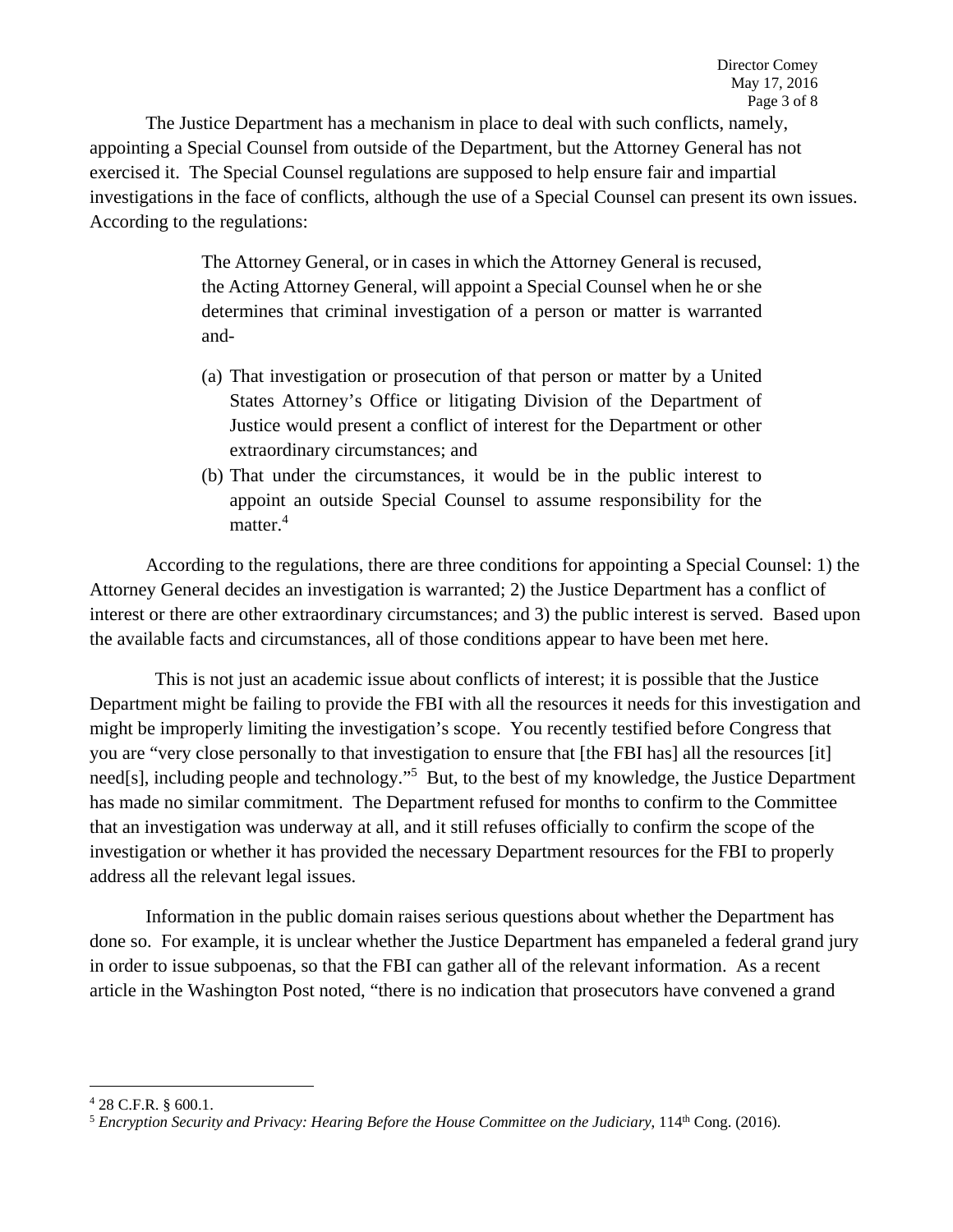The Justice Department has a mechanism in place to deal with such conflicts, namely, appointing a Special Counsel from outside of the Department, but the Attorney General has not exercised it. The Special Counsel regulations are supposed to help ensure fair and impartial investigations in the face of conflicts, although the use of a Special Counsel can present its own issues. According to the regulations:

> The Attorney General, or in cases in which the Attorney General is recused, the Acting Attorney General, will appoint a Special Counsel when he or she determines that criminal investigation of a person or matter is warranted and-
>
> (a) That investigation or prosecution of that person or matter by a United States Attorney's Office or litigating Division of the Department of Justice would present a conflict of interest for the Department or other extraordinary circumstances; and
>
> (b) That under the circumstances, it would be in the public interest to appoint an outside Special Counsel to assume responsibility for the matter.[4]

According to the regulations, there are three conditions for appointing a Special Counsel: 1) the Attorney General decides an investigation is warranted; 2) the Justice Department has a conflict of interest or there are other extraordinary circumstances; and 3) the public interest is served. Based upon the available facts and circumstances, all of those conditions appear to have been met here.

This is not just an academic issue about conflicts of interest; it is possible that the Justice Department might be failing to provide the FBI with all the resources it needs for this investigation and might be improperly limiting the investigation's scope. You recently testified before Congress that you are "very close personally to that investigation to ensure that [the FBI has] all the resources [it] need[s], including people and technology."[5] But, to the best of my knowledge, the Justice Department has made no similar commitment. The Department refused for months to confirm to the Committee that an investigation was underway at all, and it still refuses officially to confirm the scope of the investigation or whether it has provided the necessary Department resources for the FBI to properly address all the relevant legal issues.

Information in the public domain raises serious questions about whether the Department has done so. For example, it is unclear whether the Justice Department has empaneled a federal grand jury in order to issue subpoenas, so that the FBI can gather all of the relevant information. As a recent article in the Washington Post noted, "there is no indication that prosecutors have convened a grand

---

[4] 28 C.F.R. § 600.1.

[5] *Encryption Security and Privacy: Hearing Before the House Committee on the Judiciary*, 114th Cong. (2016).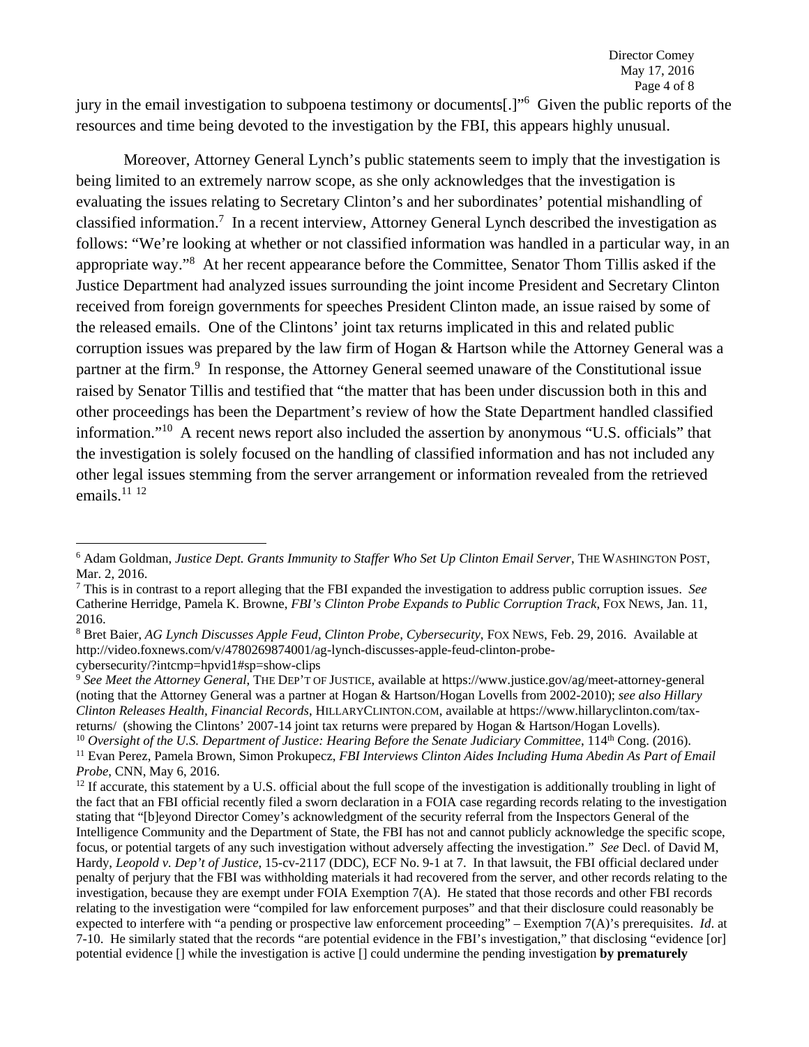jury in the email investigation to subpoena testimony or documents[.]"[6] Given the public reports of the resources and time being devoted to the investigation by the FBI, this appears highly unusual.

Moreover, Attorney General Lynch's public statements seem to imply that the investigation is being limited to an extremely narrow scope, as she only acknowledges that the investigation is evaluating the issues relating to Secretary Clinton's and her subordinates' potential mishandling of classified information.[7] In a recent interview, Attorney General Lynch described the investigation as follows: "We're looking at whether or not classified information was handled in a particular way, in an appropriate way."[8] At her recent appearance before the Committee, Senator Thom Tillis asked if the Justice Department had analyzed issues surrounding the joint income President and Secretary Clinton received from foreign governments for speeches President Clinton made, an issue raised by some of the released emails. One of the Clintons' joint tax returns implicated in this and related public corruption issues was prepared by the law firm of Hogan & Hartson while the Attorney General was a partner at the firm.[9] In response, the Attorney General seemed unaware of the Constitutional issue raised by Senator Tillis and testified that "the matter that has been under discussion both in this and other proceedings has been the Department's review of how the State Department handled classified information."[10] A recent news report also included the assertion by anonymous "U.S. officials" that the investigation is solely focused on the handling of classified information and has not included any other legal issues stemming from the server arrangement or information revealed from the retrieved emails.[11] [12]

---

[6] Adam Goldman, *Justice Dept. Grants Immunity to Staffer Who Set Up Clinton Email Server*, THE WASHINGTON POST, Mar. 2, 2016.

[7] This is in contrast to a report alleging that the FBI expanded the investigation to address public corruption issues. *See* Catherine Herridge, Pamela K. Browne, *FBI's Clinton Probe Expands to Public Corruption Track*, FOX NEWS, Jan. 11, 2016.

[8] Bret Baier, *AG Lynch Discusses Apple Feud, Clinton Probe, Cybersecurity*, FOX NEWS, Feb. 29, 2016. Available at http://video.foxnews.com/v/4780269874001/ag-lynch-discusses-apple-feud-clinton-probe-cybersecurity/?intcmp=hpvid1#sp=show-clips

[9] *See Meet the Attorney General*, THE DEP'T OF JUSTICE, available at https://www.justice.gov/ag/meet-attorney-general (noting that the Attorney General was a partner at Hogan & Hartson/Hogan Lovells from 2002-2010); *see also Hillary Clinton Releases Health, Financial Records*, HILLARYCLINTON.COM, available at https://www.hillaryclinton.com/tax-returns/ (showing the Clintons' 2007-14 joint tax returns were prepared by Hogan & Hartson/Hogan Lovells).

[10] *Oversight of the U.S. Department of Justice: Hearing Before the Senate Judiciary Committee*, 114th Cong. (2016).

[11] Evan Perez, Pamela Brown, Simon Prokupecz, *FBI Interviews Clinton Aides Including Huma Abedin As Part of Email Probe*, CNN, May 6, 2016.

[12] If accurate, this statement by a U.S. official about the full scope of the investigation is additionally troubling in light of the fact that an FBI official recently filed a sworn declaration in a FOIA case regarding records relating to the investigation stating that "[b]eyond Director Comey's acknowledgment of the security referral from the Inspectors General of the Intelligence Community and the Department of State, the FBI has not and cannot publicly acknowledge the specific scope, focus, or potential targets of any such investigation without adversely affecting the investigation." *See* Decl. of David M, Hardy, *Leopold v. Dep't of Justice*, 15-cv-2117 (DDC), ECF No. 9-1 at 7. In that lawsuit, the FBI official declared under penalty of perjury that the FBI was withholding materials it had recovered from the server, and other records relating to the investigation, because they are exempt under FOIA Exemption 7(A). He stated that those records and other FBI records relating to the investigation were "compiled for law enforcement purposes" and that their disclosure could reasonably be expected to interfere with "a pending or prospective law enforcement proceeding" – Exemption 7(A)'s prerequisites. *Id*. at 7-10. He similarly stated that the records "are potential evidence in the FBI's investigation," that disclosing "evidence [or] potential evidence [] while the investigation is active [] could undermine the pending investigation **by prematurely**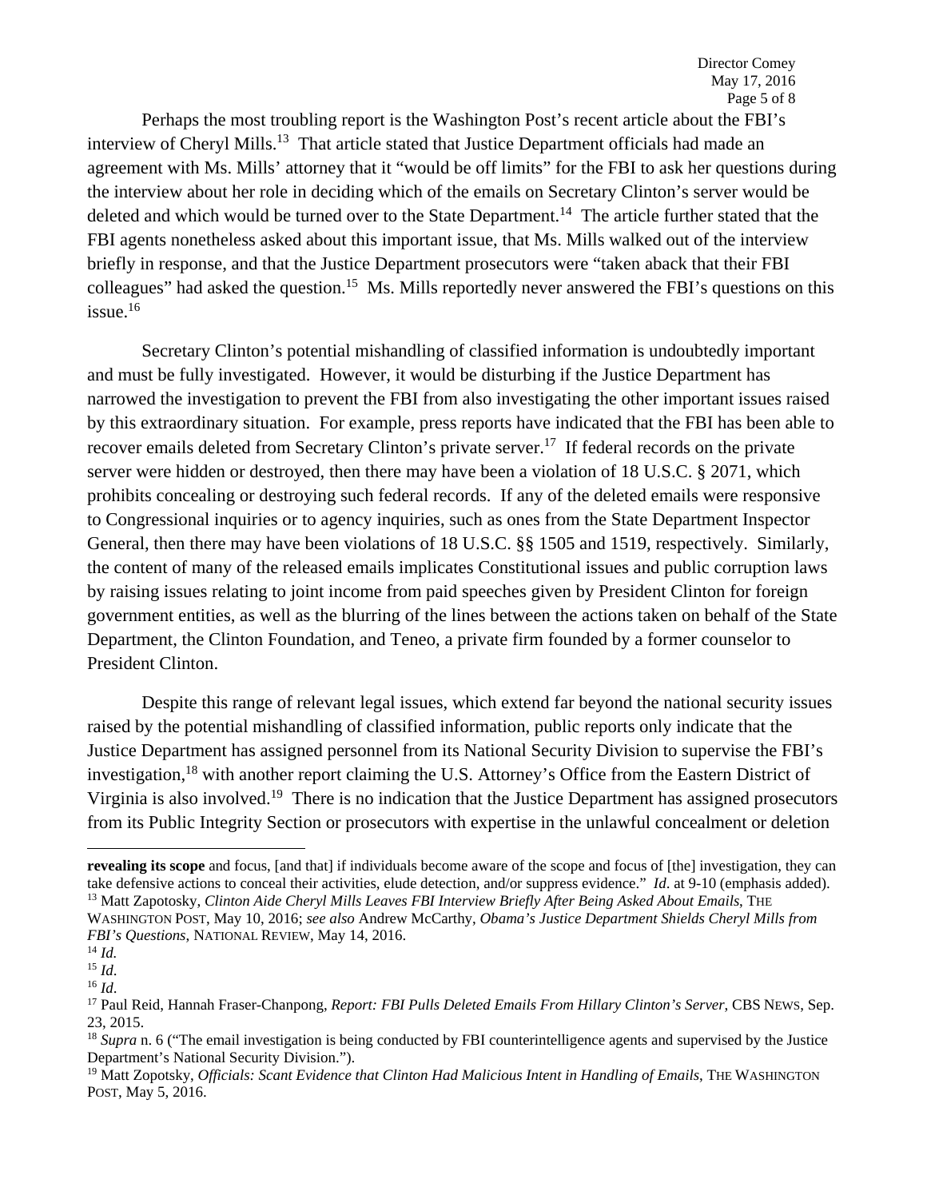Perhaps the most troubling report is the Washington Post's recent article about the FBI's interview of Cheryl Mills.[13] That article stated that Justice Department officials had made an agreement with Ms. Mills' attorney that it "would be off limits" for the FBI to ask her questions during the interview about her role in deciding which of the emails on Secretary Clinton's server would be deleted and which would be turned over to the State Department.[14] The article further stated that the FBI agents nonetheless asked about this important issue, that Ms. Mills walked out of the interview briefly in response, and that the Justice Department prosecutors were "taken aback that their FBI colleagues" had asked the question.[15] Ms. Mills reportedly never answered the FBI's questions on this issue.[16]

Secretary Clinton's potential mishandling of classified information is undoubtedly important and must be fully investigated. However, it would be disturbing if the Justice Department has narrowed the investigation to prevent the FBI from also investigating the other important issues raised by this extraordinary situation. For example, press reports have indicated that the FBI has been able to recover emails deleted from Secretary Clinton's private server.[17] If federal records on the private server were hidden or destroyed, then there may have been a violation of 18 U.S.C. § 2071, which prohibits concealing or destroying such federal records. If any of the deleted emails were responsive to Congressional inquiries or to agency inquiries, such as ones from the State Department Inspector General, then there may have been violations of 18 U.S.C. §§ 1505 and 1519, respectively. Similarly, the content of many of the released emails implicates Constitutional issues and public corruption laws by raising issues relating to joint income from paid speeches given by President Clinton for foreign government entities, as well as the blurring of the lines between the actions taken on behalf of the State Department, the Clinton Foundation, and Teneo, a private firm founded by a former counselor to President Clinton.

Despite this range of relevant legal issues, which extend far beyond the national security issues raised by the potential mishandling of classified information, public reports only indicate that the Justice Department has assigned personnel from its National Security Division to supervise the FBI's investigation,[18] with another report claiming the U.S. Attorney's Office from the Eastern District of Virginia is also involved.[19] There is no indication that the Justice Department has assigned prosecutors from its Public Integrity Section or prosecutors with expertise in the unlawful concealment or deletion

---

**revealing its scope** and focus, [and that] if individuals become aware of the scope and focus of [the] investigation, they can take defensive actions to conceal their activities, elude detection, and/or suppress evidence." *Id*. at 9-10 (emphasis added).

[13] Matt Zapotosky, *Clinton Aide Cheryl Mills Leaves FBI Interview Briefly After Being Asked About Emails*, THE WASHINGTON POST, May 10, 2016; *see also* Andrew McCarthy, *Obama's Justice Department Shields Cheryl Mills from FBI's Questions*, NATIONAL REVIEW, May 14, 2016.

[14] *Id.*

[15] *Id*.

[16] *Id*.

[17] Paul Reid, Hannah Fraser-Chanpong, *Report: FBI Pulls Deleted Emails From Hillary Clinton's Server*, CBS NEWS, Sep. 23, 2015.

[18] *Supra* n. 6 ("The email investigation is being conducted by FBI counterintelligence agents and supervised by the Justice Department's National Security Division.").

[19] Matt Zopotsky, *Officials: Scant Evidence that Clinton Had Malicious Intent in Handling of Emails*, THE WASHINGTON POST, May 5, 2016.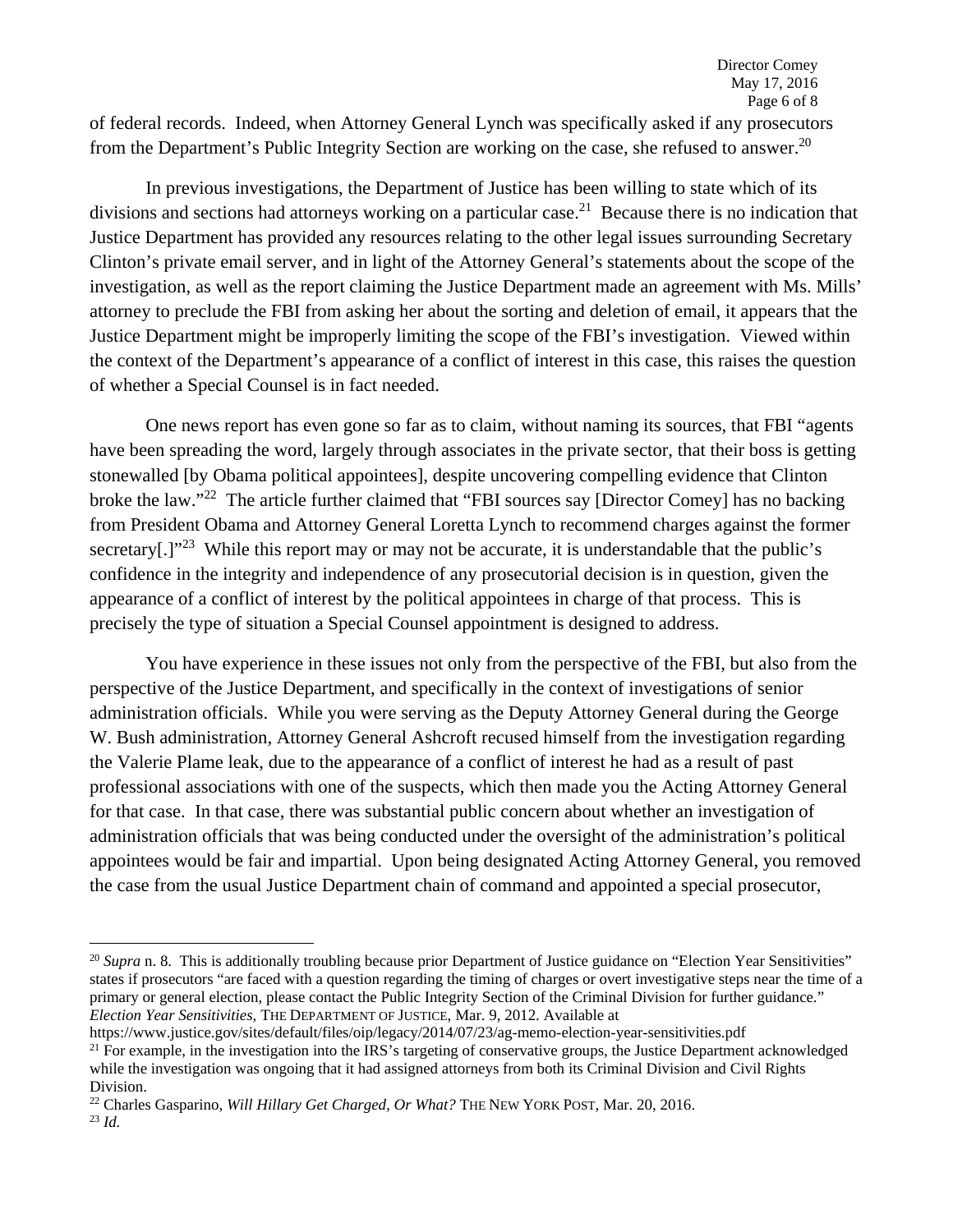of federal records. Indeed, when Attorney General Lynch was specifically asked if any prosecutors from the Department's Public Integrity Section are working on the case, she refused to answer.[20]

In previous investigations, the Department of Justice has been willing to state which of its divisions and sections had attorneys working on a particular case.[21] Because there is no indication that Justice Department has provided any resources relating to the other legal issues surrounding Secretary Clinton's private email server, and in light of the Attorney General's statements about the scope of the investigation, as well as the report claiming the Justice Department made an agreement with Ms. Mills' attorney to preclude the FBI from asking her about the sorting and deletion of email, it appears that the Justice Department might be improperly limiting the scope of the FBI's investigation. Viewed within the context of the Department's appearance of a conflict of interest in this case, this raises the question of whether a Special Counsel is in fact needed.

One news report has even gone so far as to claim, without naming its sources, that FBI "agents have been spreading the word, largely through associates in the private sector, that their boss is getting stonewalled [by Obama political appointees], despite uncovering compelling evidence that Clinton broke the law."[22] The article further claimed that "FBI sources say [Director Comey] has no backing from President Obama and Attorney General Loretta Lynch to recommend charges against the former secretary[.]"[23] While this report may or may not be accurate, it is understandable that the public's confidence in the integrity and independence of any prosecutorial decision is in question, given the appearance of a conflict of interest by the political appointees in charge of that process. This is precisely the type of situation a Special Counsel appointment is designed to address.

You have experience in these issues not only from the perspective of the FBI, but also from the perspective of the Justice Department, and specifically in the context of investigations of senior administration officials. While you were serving as the Deputy Attorney General during the George W. Bush administration, Attorney General Ashcroft recused himself from the investigation regarding the Valerie Plame leak, due to the appearance of a conflict of interest he had as a result of past professional associations with one of the suspects, which then made you the Acting Attorney General for that case. In that case, there was substantial public concern about whether an investigation of administration officials that was being conducted under the oversight of the administration's political appointees would be fair and impartial. Upon being designated Acting Attorney General, you removed the case from the usual Justice Department chain of command and appointed a special prosecutor,

---

[20] *Supra* n. 8. This is additionally troubling because prior Department of Justice guidance on "Election Year Sensitivities" states if prosecutors "are faced with a question regarding the timing of charges or overt investigative steps near the time of a primary or general election, please contact the Public Integrity Section of the Criminal Division for further guidance." *Election Year Sensitivities*, THE DEPARTMENT OF JUSTICE, Mar. 9, 2012. Available at https://www.justice.gov/sites/default/files/oip/legacy/2014/07/23/ag-memo-election-year-sensitivities.pdf

[21] For example, in the investigation into the IRS's targeting of conservative groups, the Justice Department acknowledged while the investigation was ongoing that it had assigned attorneys from both its Criminal Division and Civil Rights Division.

[22] Charles Gasparino, *Will Hillary Get Charged, Or What?* THE NEW YORK POST, Mar. 20, 2016.

[23] *Id.*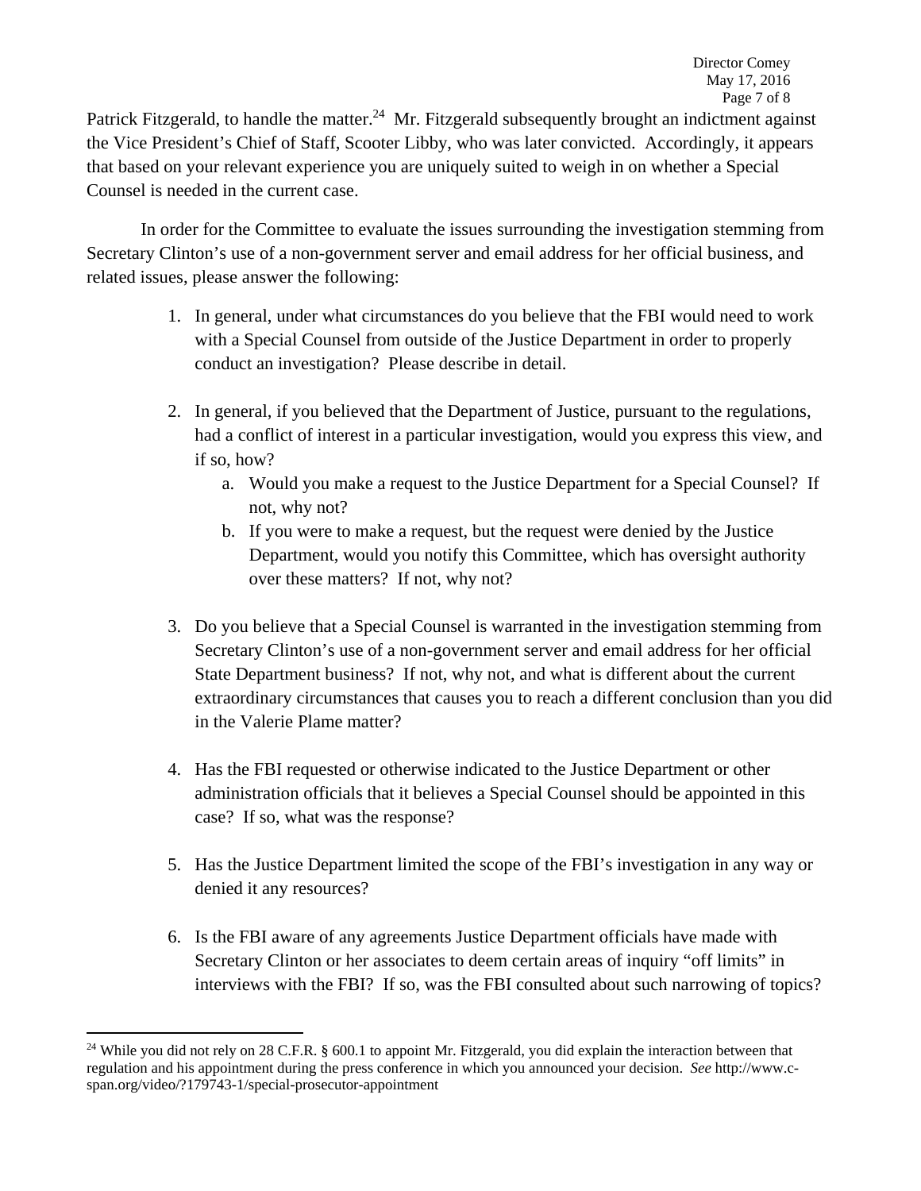Patrick Fitzgerald, to handle the matter.[24] Mr. Fitzgerald subsequently brought an indictment against the Vice President's Chief of Staff, Scooter Libby, who was later convicted. Accordingly, it appears that based on your relevant experience you are uniquely suited to weigh in on whether a Special Counsel is needed in the current case.

In order for the Committee to evaluate the issues surrounding the investigation stemming from Secretary Clinton's use of a non-government server and email address for her official business, and related issues, please answer the following:

1. In general, under what circumstances do you believe that the FBI would need to work with a Special Counsel from outside of the Justice Department in order to properly conduct an investigation? Please describe in detail.

2. In general, if you believed that the Department of Justice, pursuant to the regulations, had a conflict of interest in a particular investigation, would you express this view, and if so, how?
   a. Would you make a request to the Justice Department for a Special Counsel? If not, why not?
   b. If you were to make a request, but the request were denied by the Justice Department, would you notify this Committee, which has oversight authority over these matters? If not, why not?

3. Do you believe that a Special Counsel is warranted in the investigation stemming from Secretary Clinton's use of a non-government server and email address for her official State Department business? If not, why not, and what is different about the current extraordinary circumstances that causes you to reach a different conclusion than you did in the Valerie Plame matter?

4. Has the FBI requested or otherwise indicated to the Justice Department or other administration officials that it believes a Special Counsel should be appointed in this case? If so, what was the response?

5. Has the Justice Department limited the scope of the FBI's investigation in any way or denied it any resources?

6. Is the FBI aware of any agreements Justice Department officials have made with Secretary Clinton or her associates to deem certain areas of inquiry "off limits" in interviews with the FBI? If so, was the FBI consulted about such narrowing of topics?

---

[24] While you did not rely on 28 C.F.R. § 600.1 to appoint Mr. Fitzgerald, you did explain the interaction between that regulation and his appointment during the press conference in which you announced your decision. *See* http://www.c-span.org/video/?179743-1/special-prosecutor-appointment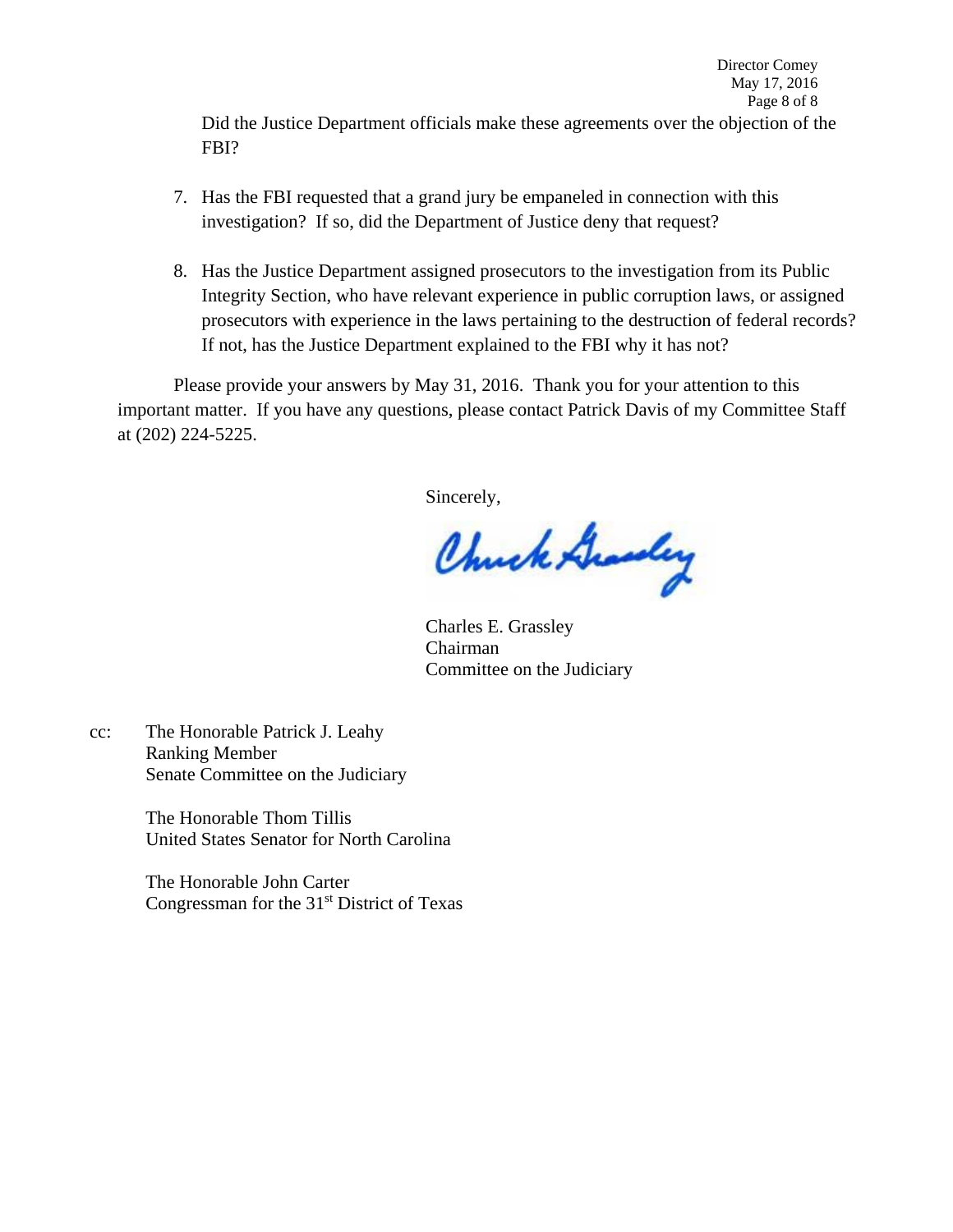Did the Justice Department officials make these agreements over the objection of the FBI?

7. Has the FBI requested that a grand jury be empaneled in connection with this investigation? If so, did the Department of Justice deny that request?

8. Has the Justice Department assigned prosecutors to the investigation from its Public Integrity Section, who have relevant experience in public corruption laws, or assigned prosecutors with experience in the laws pertaining to the destruction of federal records? If not, has the Justice Department explained to the FBI why it has not?

Please provide your answers by May 31, 2016. Thank you for your attention to this important matter. If you have any questions, please contact Patrick Davis of my Committee Staff at (202) 224-5225.

Sincerely,

Chuck Grassley

Charles E. Grassley
Chairman
Committee on the Judiciary

cc: The Honorable Patrick J. Leahy
Ranking Member
Senate Committee on the Judiciary

The Honorable Thom Tillis
United States Senator for North Carolina

The Honorable John Carter
Congressman for the 31st District of Texas